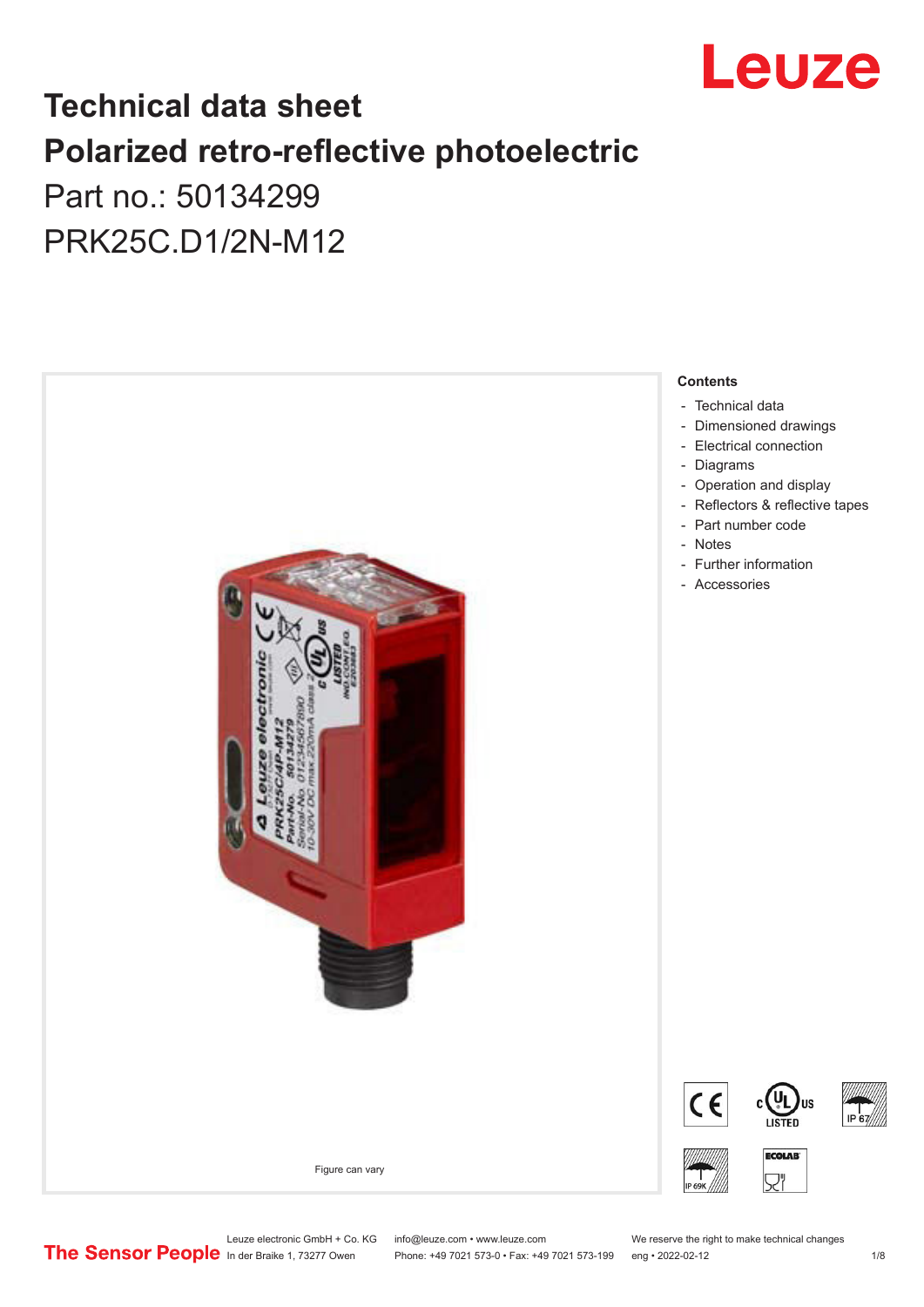# Technical data sheet

# Polarized retro-reflective photoelectric

## Part no.: 50134299

## PRK25C.D1/2N-M12

Figure can vary

**Contents**

- Technical data
- Dimensioned drawings
- Electrical connection
- Diagrams
- Operation and display
- Reflectors & reflective tapes
- Part number code
- Notes
- Further information
- Accessories

Leuze electronic GmbH + Co. KG
In der Braike 1, 73277 Owen

info@leuze.com • www.leuze.com
Phone: +49 7021 573-0 • Fax: +49 7021 573-199

We reserve the right to make technical changes
eng • 2022-02-12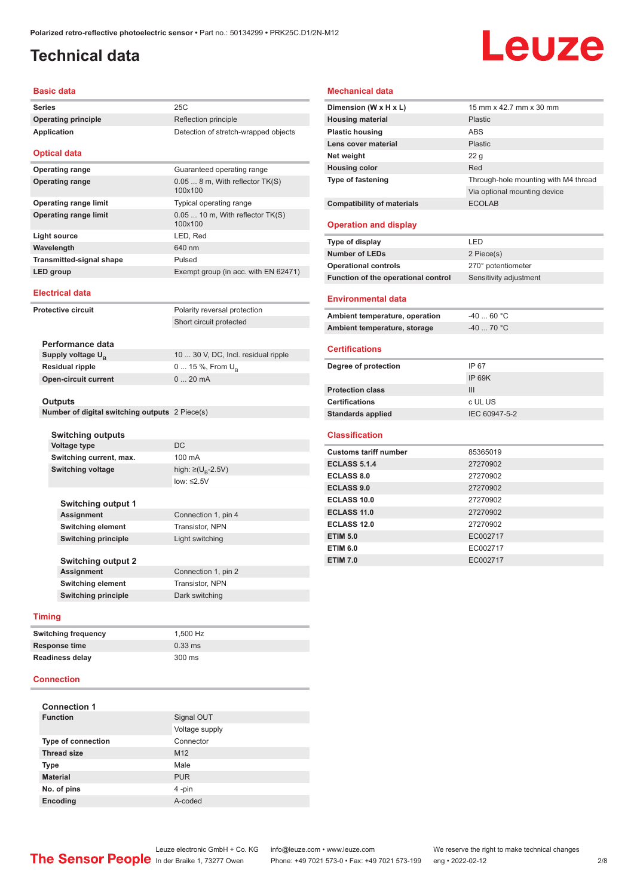# Technical data

## Basic data

| | |
|---|---|
| Series | 25C |
| Operating principle | Reflection principle |
| Application | Detection of stretch-wrapped objects |

## Optical data

| | |
|---|---|
| Operating range | Guaranteed operating range |
| Operating range | 0.05 ... 8 m, With reflector TK(S) 100x100 |
| Operating range limit | Typical operating range |
| Operating range limit | 0.05 ... 10 m, With reflector TK(S) 100x100 |
| Light source | LED, Red |
| Wavelength | 640 nm |
| Transmitted-signal shape | Pulsed |
| LED group | Exempt group (in acc. with EN 62471) |

## Electrical data

| | |
|---|---|
| Protective circuit | Polarity reversal protection |
| | Short circuit protected |

### Performance data

| | |
|---|---|
| Supply voltage $U_B$ | 10 ... 30 V, DC, Incl. residual ripple |
| Residual ripple | 0 ... 15 %, From $U_B$ |
| Open-circuit current | 0 ... 20 mA |

### Outputs

| | |
|---|---|
| Number of digital switching outputs | 2 Piece(s) |

### Switching outputs

| | |
|---|---|
| Voltage type | DC |
| Switching current, max. | 100 mA |
| Switching voltage | high: ≥($U_B$-2.5V) |
| | low: ≤2.5V |

### Switching output 1

| | |
|---|---|
| Assignment | Connection 1, pin 4 |
| Switching element | Transistor, NPN |
| Switching principle | Light switching |

### Switching output 2

| | |
|---|---|
| Assignment | Connection 1, pin 2 |
| Switching element | Transistor, NPN |
| Switching principle | Dark switching |

## Timing

| | |
|---|---|
| Switching frequency | 1,500 Hz |
| Response time | 0.33 ms |
| Readiness delay | 300 ms |

## Connection

### Connection 1

| | |
|---|---|
| Function | Signal OUT |
| | Voltage supply |
| Type of connection | Connector |
| Thread size | M12 |
| Type | Male |
| Material | PUR |
| No. of pins | 4 -pin |
| Encoding | A-coded |

## Mechanical data

| | |
|---|---|
| Dimension (W x H x L) | 15 mm x 42.7 mm x 30 mm |
| Housing material | Plastic |
| Plastic housing | ABS |
| Lens cover material | Plastic |
| Net weight | 22 g |
| Housing color | Red |
| Type of fastening | Through-hole mounting with M4 thread |
| | Via optional mounting device |
| Compatibility of materials | ECOLAB |

## Operation and display

| | |
|---|---|
| Type of display | LED |
| Number of LEDs | 2 Piece(s) |
| Operational controls | 270° potentiometer |
| Function of the operational control | Sensitivity adjustment |

## Environmental data

| | |
|---|---|
| Ambient temperature, operation | -40 ... 60 °C |
| Ambient temperature, storage | -40 ... 70 °C |

## Certifications

| | |
|---|---|
| Degree of protection | IP 67 |
| | IP 69K |
| Protection class | III |
| Certifications | c UL US |
| Standards applied | IEC 60947-5-2 |

## Classification

| | |
|---|---|
| Customs tariff number | 85365019 |
| ECLASS 5.1.4 | 27270902 |
| ECLASS 8.0 | 27270902 |
| ECLASS 9.0 | 27270902 |
| ECLASS 10.0 | 27270902 |
| ECLASS 11.0 | 27270902 |
| ECLASS 12.0 | 27270902 |
| ETIM 5.0 | EC002717 |
| ETIM 6.0 | EC002717 |
| ETIM 7.0 | EC002717 |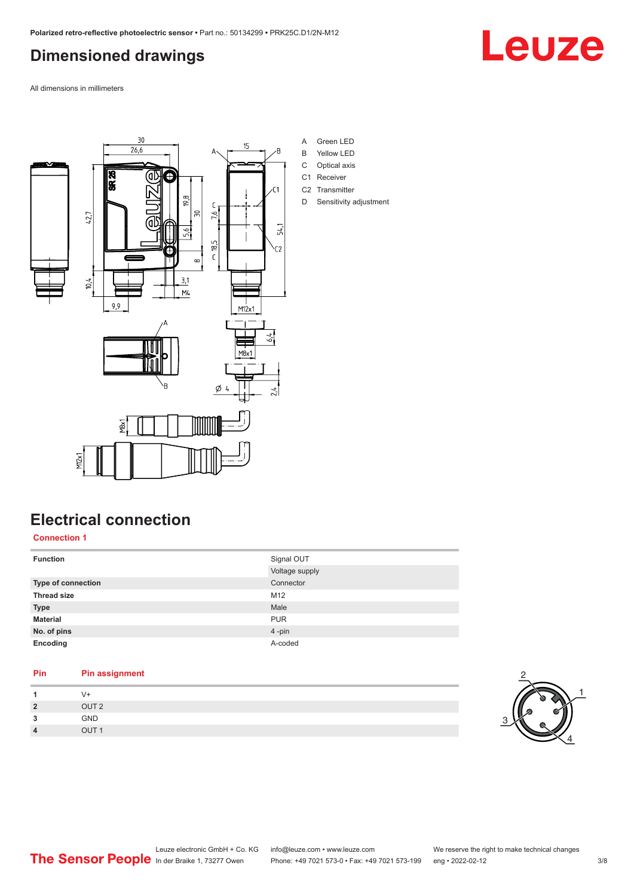## Dimensioned drawings

All dimensions in millimeters

A Green LED
B Yellow LED
C Optical axis
C1 Receiver
C2 Transmitter
D Sensitivity adjustment

## Electrical connection

**Connection 1**

| | |
|---|---|
| **Function** | Signal OUT |
| | Voltage supply |
| **Type of connection** | Connector |
| **Thread size** | M12 |
| **Type** | Male |
| **Material** | PUR |
| **No. of pins** | 4 -pin |
| **Encoding** | A-coded |

| Pin | Pin assignment |
|---|---|
| **1** | V+ |
| **2** | OUT 2 |
| **3** | GND |
| **4** | OUT 1 |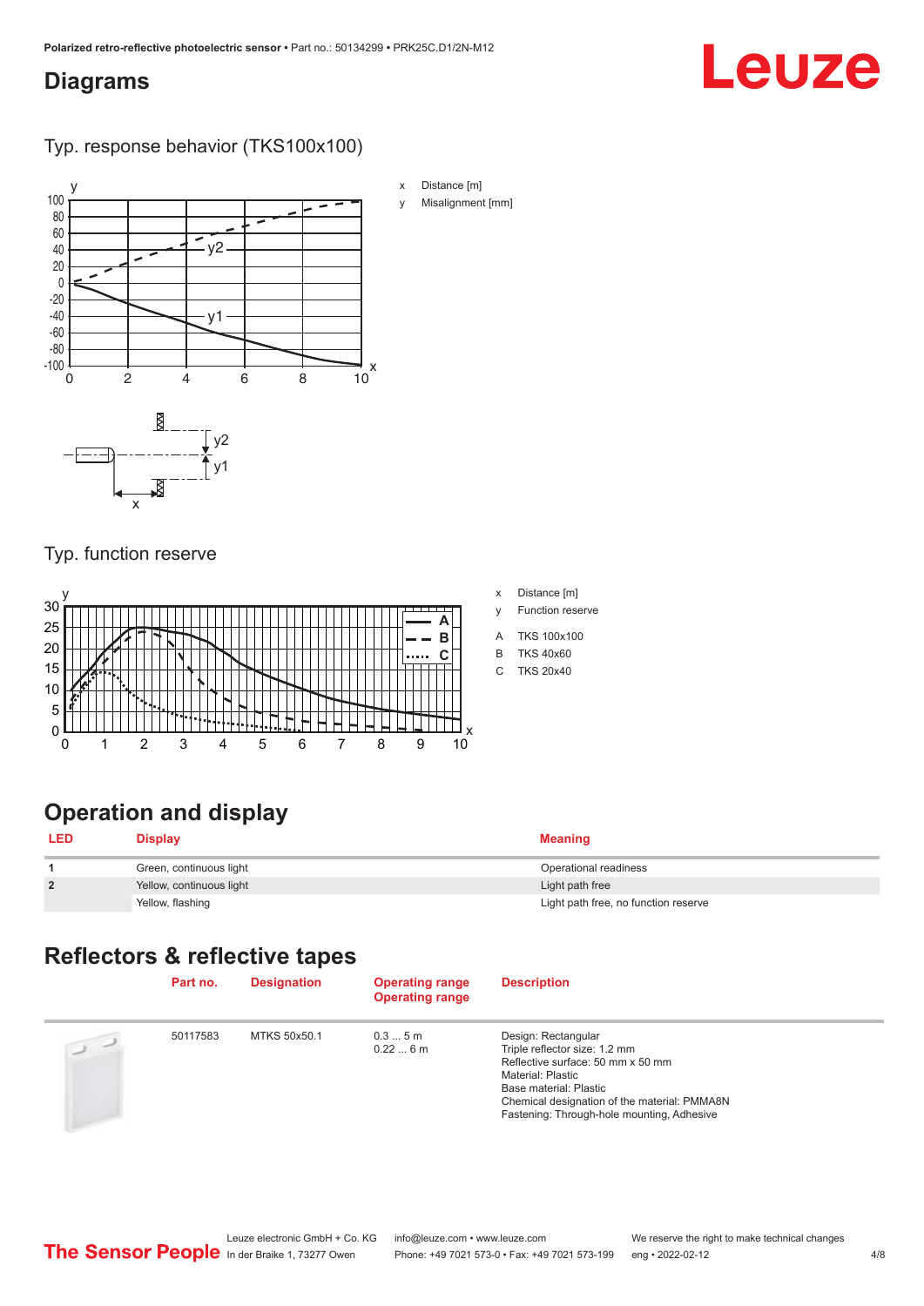## Diagrams

### Typ. response behavior (TKS100x100)

x Distance [m]

y Misalignment [mm]

### Typ. function reserve

x Distance [m]

y Function reserve

A TKS 100x100

B TKS 40x60

C TKS 20x40

## Operation and display

| LED | Display | Meaning |
|---|---|---|
| 1 | Green, continuous light | Operational readiness |
| 2 | Yellow, continuous light | Light path free |
| | Yellow, flashing | Light path free, no function reserve |

## Reflectors & reflective tapes

| Part no. | Designation | Operating range<br>Operating range | Description |
|---|---|---|---|
| 50117583 | MTKS 50x50.1 | 0.3 ... 5 m<br>0.22 ... 6 m | Design: Rectangular<br>Triple reflector size: 1.2 mm<br>Reflective surface: 50 mm x 50 mm<br>Material: Plastic<br>Base material: Plastic<br>Chemical designation of the material: PMMA8N<br>Fastening: Through-hole mounting, Adhesive |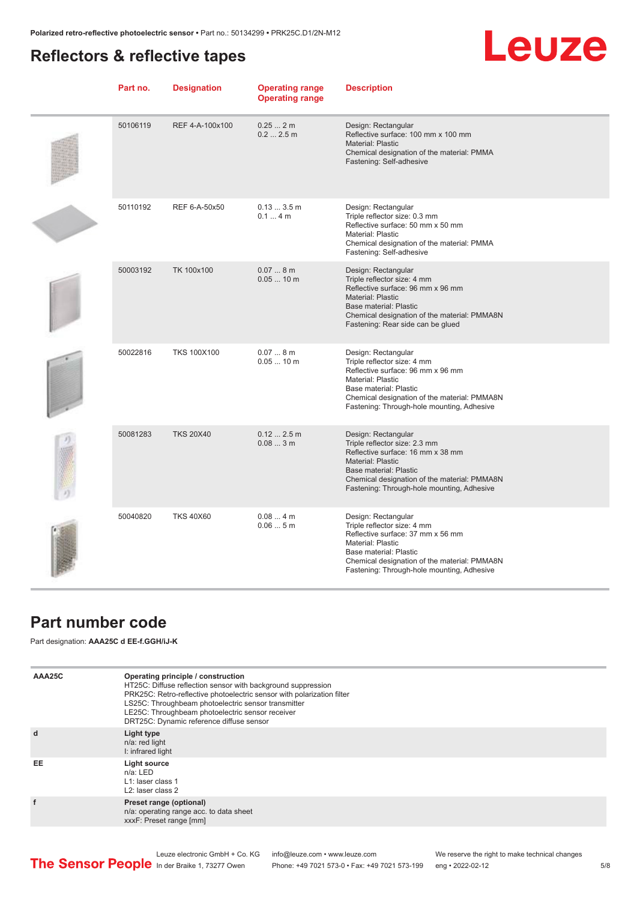## Reflectors & reflective tapes

| Part no. | Designation | Operating range<br>Operating range | Description |
|---|---|---|---|
| 50106119 | REF 4-A-100x100 | 0.25 ... 2 m<br>0.2 ... 2.5 m | Design: Rectangular<br>Reflective surface: 100 mm x 100 mm<br>Material: Plastic<br>Chemical designation of the material: PMMA<br>Fastening: Self-adhesive |
| 50110192 | REF 6-A-50x50 | 0.13 ... 3.5 m<br>0.1 ... 4 m | Design: Rectangular<br>Triple reflector size: 0.3 mm<br>Reflective surface: 50 mm x 50 mm<br>Material: Plastic<br>Chemical designation of the material: PMMA<br>Fastening: Self-adhesive |
| 50003192 | TK 100x100 | 0.07 ... 8 m<br>0.05 ... 10 m | Design: Rectangular<br>Triple reflector size: 4 mm<br>Reflective surface: 96 mm x 96 mm<br>Material: Plastic<br>Base material: Plastic<br>Chemical designation of the material: PMMA8N<br>Fastening: Rear side can be glued |
| 50022816 | TKS 100X100 | 0.07 ... 8 m<br>0.05 ... 10 m | Design: Rectangular<br>Triple reflector size: 4 mm<br>Reflective surface: 96 mm x 96 mm<br>Material: Plastic<br>Base material: Plastic<br>Chemical designation of the material: PMMA8N<br>Fastening: Through-hole mounting, Adhesive |
| 50081283 | TKS 20X40 | 0.12 ... 2.5 m<br>0.08 ... 3 m | Design: Rectangular<br>Triple reflector size: 2.3 mm<br>Reflective surface: 16 mm x 38 mm<br>Material: Plastic<br>Base material: Plastic<br>Chemical designation of the material: PMMA8N<br>Fastening: Through-hole mounting, Adhesive |
| 50040820 | TKS 40X60 | 0.08 ... 4 m<br>0.06 ... 5 m | Design: Rectangular<br>Triple reflector size: 4 mm<br>Reflective surface: 37 mm x 56 mm<br>Material: Plastic<br>Base material: Plastic<br>Chemical designation of the material: PMMA8N<br>Fastening: Through-hole mounting, Adhesive |

## Part number code

Part designation: **AAA25C d EE-f.GGH/iJ-K**

| | |
|---|---|
| **AAA25C** | **Operating principle / construction**<br>HT25C: Diffuse reflection sensor with background suppression<br>PRK25C: Retro-reflective photoelectric sensor with polarization filter<br>LS25C: Throughbeam photoelectric sensor transmitter<br>LE25C: Throughbeam photoelectric sensor receiver<br>DRT25C: Dynamic reference diffuse sensor |
| **d** | **Light type**<br>n/a: red light<br>I: infrared light |
| **EE** | **Light source**<br>n/a: LED<br>L1: laser class 1<br>L2: laser class 2 |
| **f** | **Preset range (optional)**<br>n/a: operating range acc. to data sheet<br>xxxF: Preset range [mm] |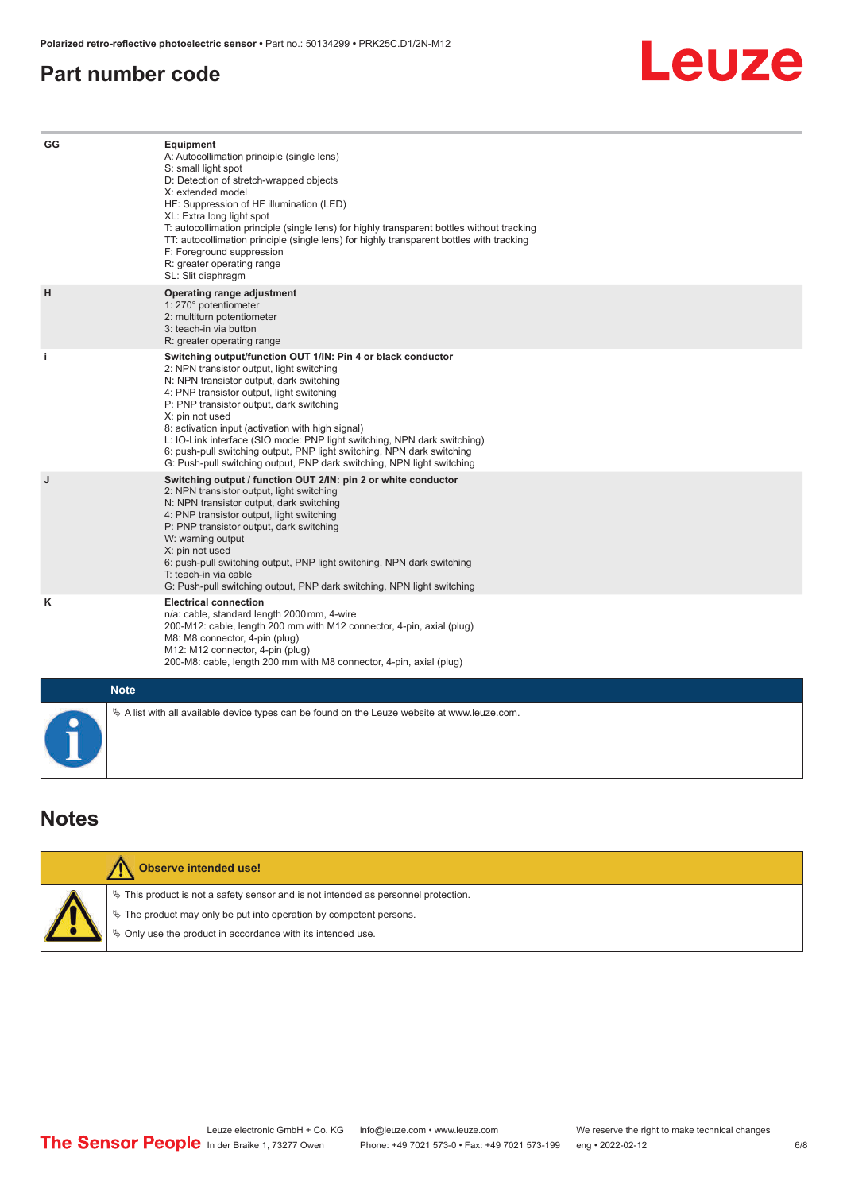## Part number code

| | |
|---|---|
| GG | **Equipment**<br>A: Autocollimation principle (single lens)<br>S: small light spot<br>D: Detection of stretch-wrapped objects<br>X: extended model<br>HF: Suppression of HF illumination (LED)<br>XL: Extra long light spot<br>T: autocollimation principle (single lens) for highly transparent bottles without tracking<br>TT: autocollimation principle (single lens) for highly transparent bottles with tracking<br>F: Foreground suppression<br>R: greater operating range<br>SL: Slit diaphragm |
| H | **Operating range adjustment**<br>1: 270° potentiometer<br>2: multiturn potentiometer<br>3: teach-in via button<br>R: greater operating range |
| i | **Switching output/function OUT 1/IN: Pin 4 or black conductor**<br>2: NPN transistor output, light switching<br>N: NPN transistor output, dark switching<br>4: PNP transistor output, light switching<br>P: PNP transistor output, dark switching<br>X: pin not used<br>8: activation input (activation with high signal)<br>L: IO-Link interface (SIO mode: PNP light switching, NPN dark switching)<br>6: push-pull switching output, PNP light switching, NPN dark switching<br>G: Push-pull switching output, PNP dark switching, NPN light switching |
| J | **Switching output / function OUT 2/IN: pin 2 or white conductor**<br>2: NPN transistor output, light switching<br>N: NPN transistor output, dark switching<br>4: PNP transistor output, light switching<br>P: PNP transistor output, dark switching<br>W: warning output<br>X: pin not used<br>6: push-pull switching output, PNP light switching, NPN dark switching<br>T: teach-in via cable<br>G: Push-pull switching output, PNP dark switching, NPN light switching |
| K | **Electrical connection**<br>n/a: cable, standard length 2000 mm, 4-wire<br>200-M12: cable, length 200 mm with M12 connector, 4-pin, axial (plug)<br>M8: M8 connector, 4-pin (plug)<br>M12: M12 connector, 4-pin (plug)<br>200-M8: cable, length 200 mm with M8 connector, 4-pin, axial (plug) |

**Note**

- A list with all available device types can be found on the Leuze website at www.leuze.com.

## Notes

**Observe intended use!**

- This product is not a safety sensor and is not intended as personnel protection.
- The product may only be put into operation by competent persons.
- Only use the product in accordance with its intended use.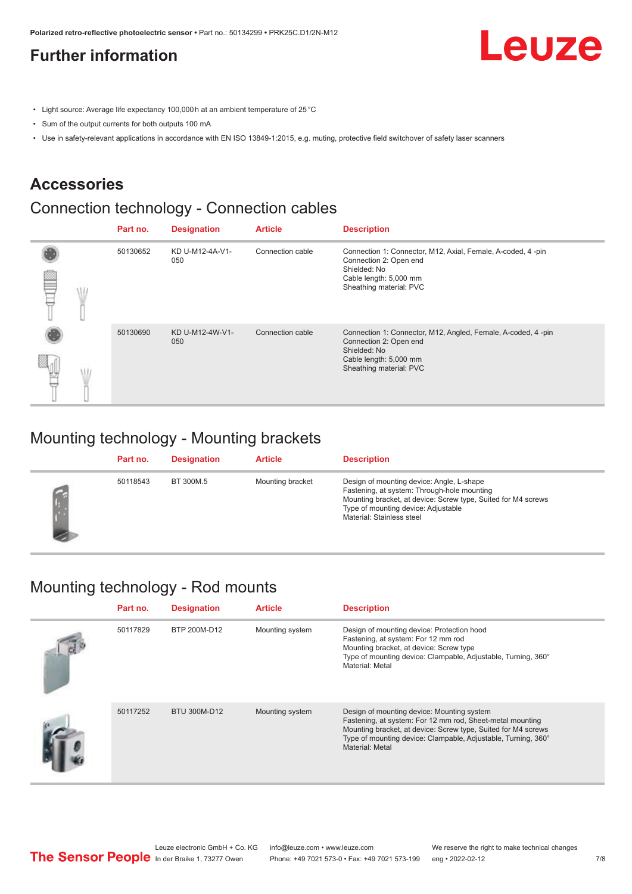## Further information

- Light source: Average life expectancy 100,000 h at an ambient temperature of 25 °C
- Sum of the output currents for both outputs 100 mA
- Use in safety-relevant applications in accordance with EN ISO 13849-1:2015, e.g. muting, protective field switchover of safety laser scanners

## Accessories

### Connection technology - Connection cables

| Part no. | Designation | Article | Description |
|---|---|---|---|
| 50130652 | KD U-M12-4A-V1-050 | Connection cable | Connection 1: Connector, M12, Axial, Female, A-coded, 4 -pin<br>Connection 2: Open end<br>Shielded: No<br>Cable length: 5,000 mm<br>Sheathing material: PVC |
| 50130690 | KD U-M12-4W-V1-050 | Connection cable | Connection 1: Connector, M12, Angled, Female, A-coded, 4 -pin<br>Connection 2: Open end<br>Shielded: No<br>Cable length: 5,000 mm<br>Sheathing material: PVC |

### Mounting technology - Mounting brackets

| Part no. | Designation | Article | Description |
|---|---|---|---|
| 50118543 | BT 300M.5 | Mounting bracket | Design of mounting device: Angle, L-shape<br>Fastening, at system: Through-hole mounting<br>Mounting bracket, at device: Screw type, Suited for M4 screws<br>Type of mounting device: Adjustable<br>Material: Stainless steel |

### Mounting technology - Rod mounts

| Part no. | Designation | Article | Description |
|---|---|---|---|
| 50117829 | BTP 200M-D12 | Mounting system | Design of mounting device: Protection hood<br>Fastening, at system: For 12 mm rod<br>Mounting bracket, at device: Screw type<br>Type of mounting device: Clampable, Adjustable, Turning, 360°<br>Material: Metal |
| 50117252 | BTU 300M-D12 | Mounting system | Design of mounting device: Mounting system<br>Fastening, at system: For 12 mm rod, Sheet-metal mounting<br>Mounting bracket, at device: Screw type, Suited for M4 screws<br>Type of mounting device: Clampable, Adjustable, Turning, 360°<br>Material: Metal |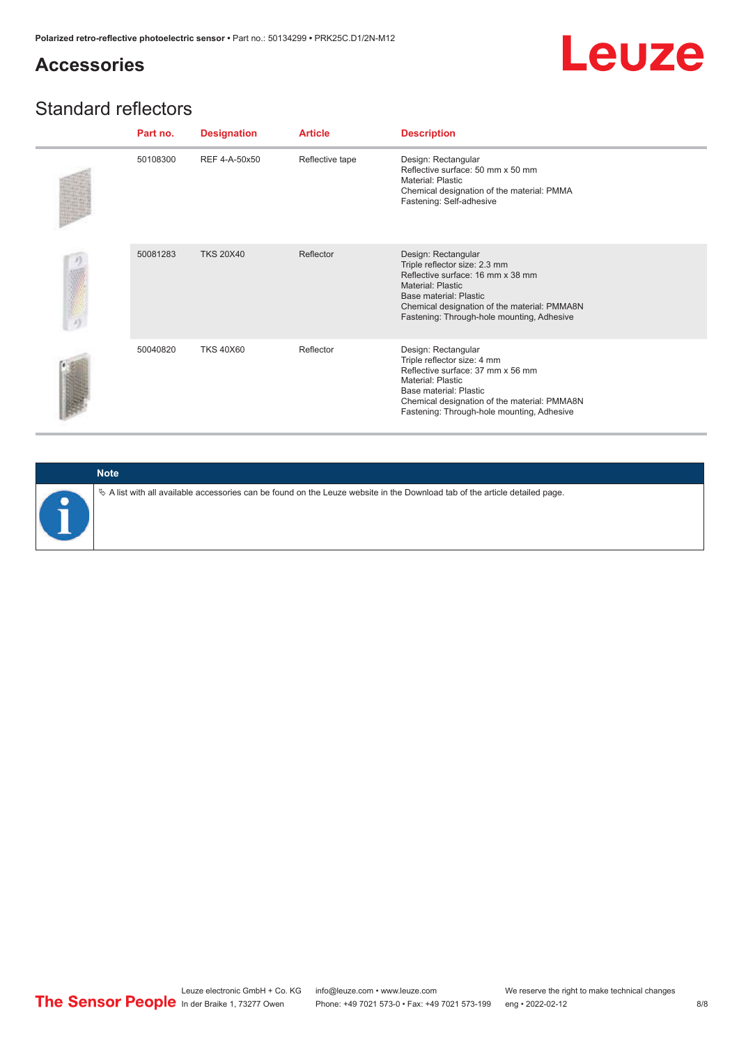## Accessories

### Standard reflectors

| | Part no. | Designation | Article | Description |
| --- | --- | --- | --- | --- |
| | 50108300 | REF 4-A-50x50 | Reflective tape | Design: Rectangular<br>Reflective surface: 50 mm x 50 mm<br>Material: Plastic<br>Chemical designation of the material: PMMA<br>Fastening: Self-adhesive |
| | 50081283 | TKS 20X40 | Reflector | Design: Rectangular<br>Triple reflector size: 2.3 mm<br>Reflective surface: 16 mm x 38 mm<br>Material: Plastic<br>Base material: Plastic<br>Chemical designation of the material: PMMA8N<br>Fastening: Through-hole mounting, Adhesive |
| | 50040820 | TKS 40X60 | Reflector | Design: Rectangular<br>Triple reflector size: 4 mm<br>Reflective surface: 37 mm x 56 mm<br>Material: Plastic<br>Base material: Plastic<br>Chemical designation of the material: PMMA8N<br>Fastening: Through-hole mounting, Adhesive |

**Note**

A list with all available accessories can be found on the Leuze website in the Download tab of the article detailed page.